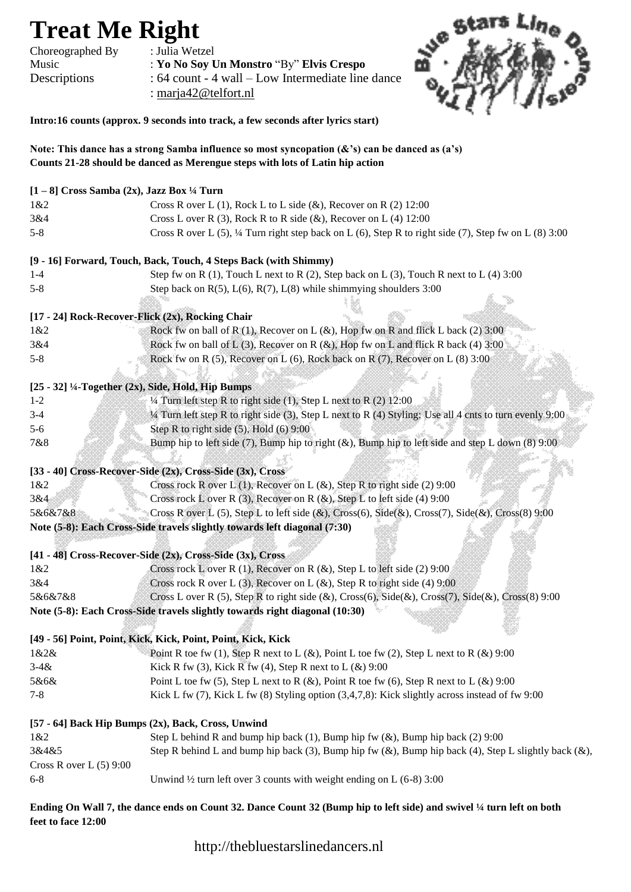# Treat Me Right

Choreographed By : Julia Wetzel
Music : **Yo No Soy Un Monstro** "By" **Elvis Crespo**
Descriptions : 64 count - 4 wall – Low Intermediate line dance
: marja42@telfort.nl

**Intro:16 counts (approx. 9 seconds into track, a few seconds after lyrics start)**

**Note: This dance has a strong Samba influence so most syncopation (&'s) can be danced as (a's)**
**Counts 21-28 should be danced as Merengue steps with lots of Latin hip action**

**[1 – 8] Cross Samba (2x), Jazz Box ¼ Turn**

| | |
|---|---|
| 1&2 | Cross R over L (1), Rock L to L side (&), Recover on R (2) 12:00 |
| 3&4 | Cross L over R (3), Rock R to R side (&), Recover on L (4) 12:00 |
| 5-8 | Cross R over L (5), ¼ Turn right step back on L (6), Step R to right side (7), Step fw on L (8) 3:00 |

**[9 - 16] Forward, Touch, Back, Touch, 4 Steps Back (with Shimmy)**

| | |
|---|---|
| 1-4 | Step fw on R (1), Touch L next to R (2), Step back on L (3), Touch R next to L (4) 3:00 |
| 5-8 | Step back on R(5), L(6), R(7), L(8) while shimmying shoulders 3:00 |

**[17 - 24] Rock-Recover-Flick (2x), Rocking Chair**

| | |
|---|---|
| 1&2 | Rock fw on ball of R (1), Recover on L (&), Hop fw on R and flick L back (2) 3:00 |
| 3&4 | Rock fw on ball of L (3), Recover on R (&), Hop fw on L and flick R back (4) 3:00 |
| 5-8 | Rock fw on R (5), Recover on L (6), Rock back on R (7), Recover on L (8) 3:00 |

**[25 - 32] ¼-Together (2x), Side, Hold, Hip Bumps**

| | |
|---|---|
| 1-2 | ¼ Turn left step R to right side (1), Step L next to R (2) 12:00 |
| 3-4 | ¼ Turn left step R to right side (3), Step L next to R (4) Styling: Use all 4 cnts to turn evenly 9:00 |
| 5-6 | Step R to right side (5), Hold (6) 9:00 |
| 7&8 | Bump hip to left side (7), Bump hip to right (&), Bump hip to left side and step L down (8) 9:00 |

**[33 - 40] Cross-Recover-Side (2x), Cross-Side (3x), Cross**

| | |
|---|---|
| 1&2 | Cross rock R over L (1), Recover on L (&), Step R to right side (2) 9:00 |
| 3&4 | Cross rock L over R (3), Recover on R (&), Step L to left side (4) 9:00 |
| 5&6&7&8 | Cross R over L (5), Step L to left side (&), Cross(6), Side(&), Cross(7), Side(&), Cross(8) 9:00 |

**Note (5-8): Each Cross-Side travels slightly towards left diagonal (7:30)**

**[41 - 48] Cross-Recover-Side (2x), Cross-Side (3x), Cross**

| | |
|---|---|
| 1&2 | Cross rock L over R (1), Recover on R (&), Step L to left side (2) 9:00 |
| 3&4 | Cross rock R over L (3), Recover on L (&), Step R to right side (4) 9:00 |
| 5&6&7&8 | Cross L over R (5), Step R to right side (&), Cross(6), Side(&), Cross(7), Side(&), Cross(8) 9:00 |

**Note (5-8): Each Cross-Side travels slightly towards right diagonal (10:30)**

**[49 - 56] Point, Point, Kick, Kick, Point, Point, Kick, Kick**

| | |
|---|---|
| 1&2& | Point R toe fw (1), Step R next to L (&), Point L toe fw (2), Step L next to R (&) 9:00 |
| 3-4& | Kick R fw (3), Kick R fw (4), Step R next to L (&) 9:00 |
| 5&6& | Point L toe fw (5), Step L next to R (&), Point R toe fw (6), Step R next to L (&) 9:00 |
| 7-8 | Kick L fw (7), Kick L fw (8) Styling option (3,4,7,8): Kick slightly across instead of fw 9:00 |

**[57 - 64] Back Hip Bumps (2x), Back, Cross, Unwind**

| | |
|---|---|
| 1&2 | Step L behind R and bump hip back (1), Bump hip fw (&), Bump hip back (2) 9:00 |
| 3&4&5 | Step R behind L and bump hip back (3), Bump hip fw (&), Bump hip back (4), Step L slightly back (&), Cross R over L (5) 9:00 |
| 6-8 | Unwind ½ turn left over 3 counts with weight ending on L (6-8) 3:00 |

**Ending On Wall 7, the dance ends on Count 32. Dance Count 32 (Bump hip to left side) and swivel ¼ turn left on both feet to face 12:00**

http://thebluestarslinedancers.nl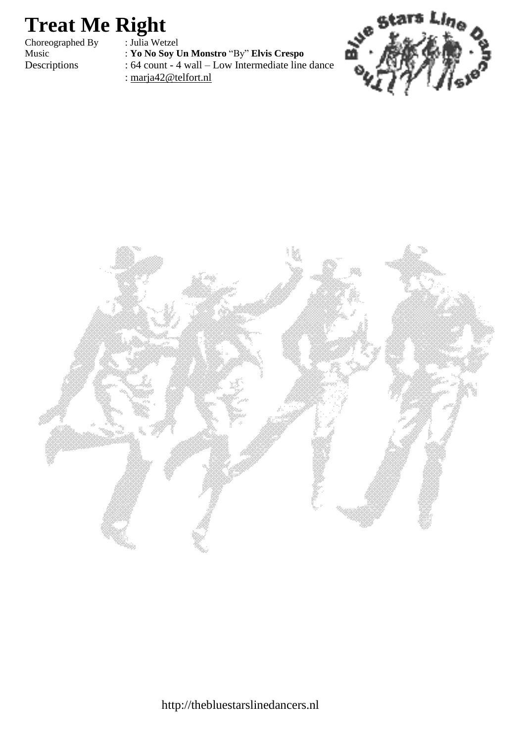# Treat Me Right

Choreographed By : Julia Wetzel
Music : **Yo No Soy Un Monstro** "By" **Elvis Crespo**
Descriptions : 64 count - 4 wall – Low Intermediate line dance
: marja42@telfort.nl

http://thebluestarslinedancers.nl